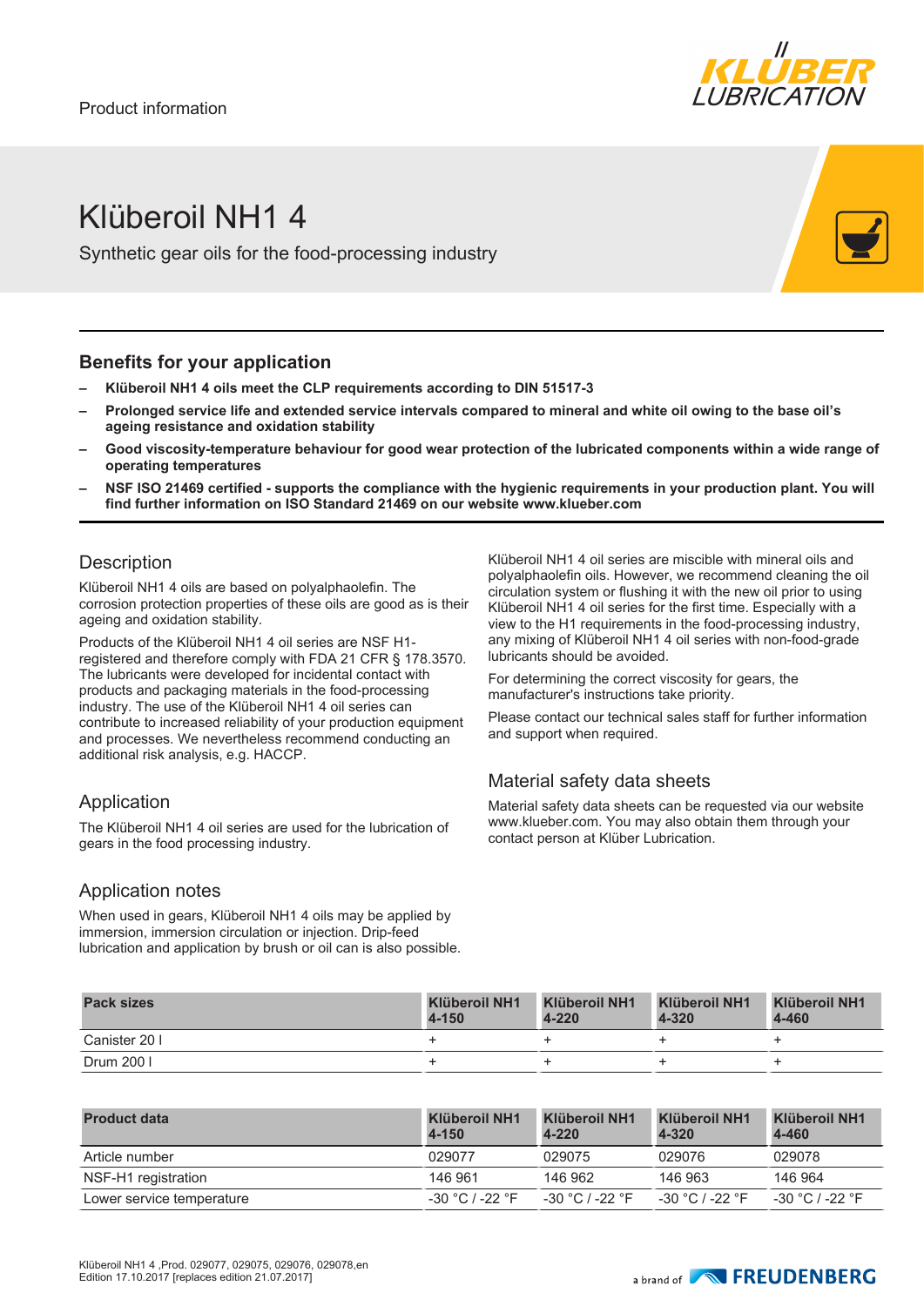Product information

# Klüberoil NH1 4

Synthetic gear oils for the food-processing industry

## Benefits for your application

- **Klüberoil NH1 4 oils meet the CLP requirements according to DIN 51517-3**
- **Prolonged service life and extended service intervals compared to mineral and white oil owing to the base oil's ageing resistance and oxidation stability**
- **Good viscosity-temperature behaviour for good wear protection of the lubricated components within a wide range of operating temperatures**
- **NSF ISO 21469 certified - supports the compliance with the hygienic requirements in your production plant. You will find further information on ISO Standard 21469 on our website www.klueber.com**

## Description

Klüberoil NH1 4 oils are based on polyalphaolefin. The corrosion protection properties of these oils are good as is their ageing and oxidation stability.

Products of the Klüberoil NH1 4 oil series are NSF H1-registered and therefore comply with FDA 21 CFR § 178.3570. The lubricants were developed for incidental contact with products and packaging materials in the food-processing industry. The use of the Klüberoil NH1 4 oil series can contribute to increased reliability of your production equipment and processes. We nevertheless recommend conducting an additional risk analysis, e.g. HACCP.

## Application

The Klüberoil NH1 4 oil series are used for the lubrication of gears in the food processing industry.

## Application notes

When used in gears, Klüberoil NH1 4 oils may be applied by immersion, immersion circulation or injection. Drip-feed lubrication and application by brush or oil can is also possible.

Klüberoil NH1 4 oil series are miscible with mineral oils and polyalphaolefin oils. However, we recommend cleaning the oil circulation system or flushing it with the new oil prior to using Klüberoil NH1 4 oil series for the first time. Especially with a view to the H1 requirements in the food-processing industry, any mixing of Klüberoil NH1 4 oil series with non-food-grade lubricants should be avoided.

For determining the correct viscosity for gears, the manufacturer's instructions take priority.

Please contact our technical sales staff for further information and support when required.

## Material safety data sheets

Material safety data sheets can be requested via our website www.klueber.com. You may also obtain them through your contact person at Klüber Lubrication.

| Pack sizes | Klüberoil NH1 4-150 | Klüberoil NH1 4-220 | Klüberoil NH1 4-320 | Klüberoil NH1 4-460 |
|---|---|---|---|---|
| Canister 20 l | + | + | + | + |
| Drum 200 l | + | + | + | + |

| Product data | Klüberoil NH1 4-150 | Klüberoil NH1 4-220 | Klüberoil NH1 4-320 | Klüberoil NH1 4-460 |
|---|---|---|---|---|
| Article number | 029077 | 029075 | 029076 | 029078 |
| NSF-H1 registration | 146 961 | 146 962 | 146 963 | 146 964 |
| Lower service temperature | -30 °C / -22 °F | -30 °C / -22 °F | -30 °C / -22 °F | -30 °C / -22 °F |

Klüberoil NH1 4 ,Prod. 029077, 029075, 029076, 029078,en
Edition 17.10.2017 [replaces edition 21.07.2017]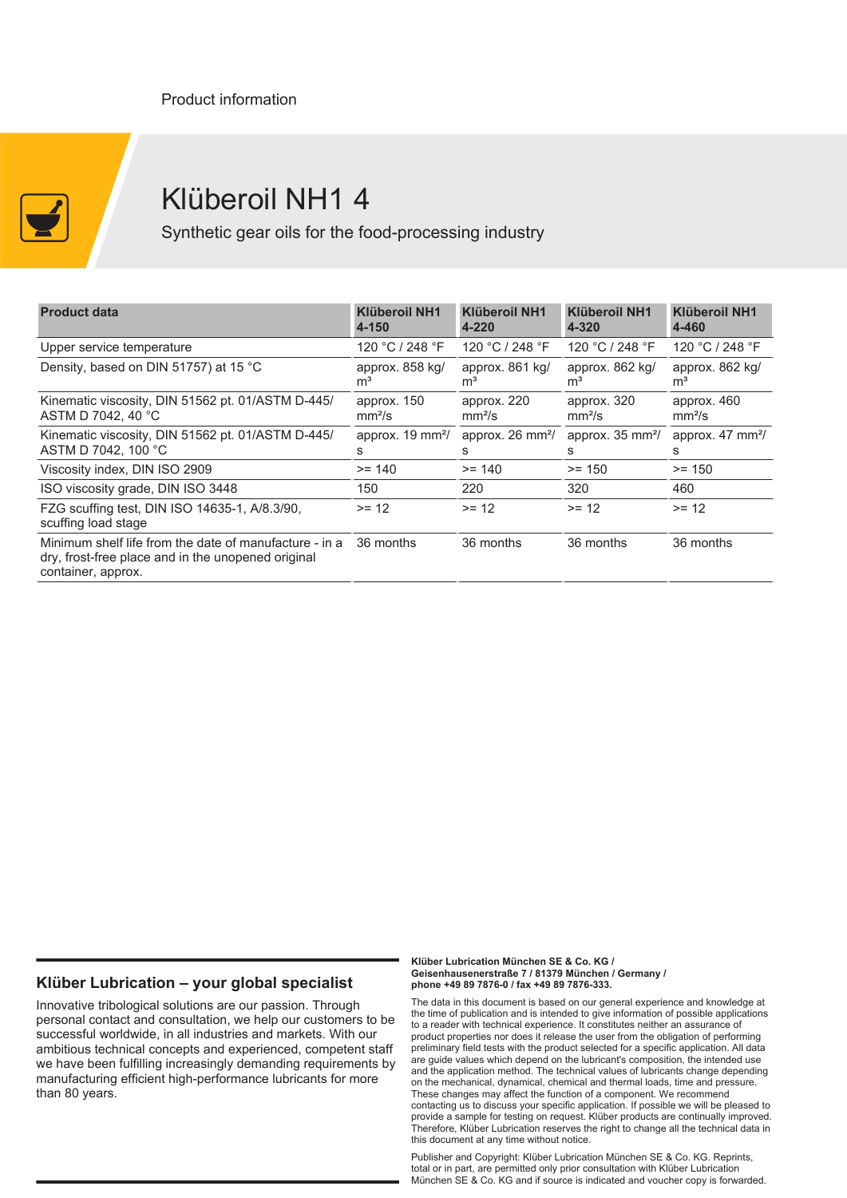Product information

# Klüberoil NH1 4

Synthetic gear oils for the food-processing industry

| Product data | Klüberoil NH1 4-150 | Klüberoil NH1 4-220 | Klüberoil NH1 4-320 | Klüberoil NH1 4-460 |
|---|---|---|---|---|
| Upper service temperature | 120 °C / 248 °F | 120 °C / 248 °F | 120 °C / 248 °F | 120 °C / 248 °F |
| Density, based on DIN 51757) at 15 °C | approx. 858 kg/m³ | approx. 861 kg/m³ | approx. 862 kg/m³ | approx. 862 kg/m³ |
| Kinematic viscosity, DIN 51562 pt. 01/ASTM D-445/ ASTM D 7042, 40 °C | approx. 150 mm²/s | approx. 220 mm²/s | approx. 320 mm²/s | approx. 460 mm²/s |
| Kinematic viscosity, DIN 51562 pt. 01/ASTM D-445/ ASTM D 7042, 100 °C | approx. 19 mm²/s | approx. 26 mm²/s | approx. 35 mm²/s | approx. 47 mm²/s |
| Viscosity index, DIN ISO 2909 | >= 140 | >= 140 | >= 150 | >= 150 |
| ISO viscosity grade, DIN ISO 3448 | 150 | 220 | 320 | 460 |
| FZG scuffing test, DIN ISO 14635-1, A/8.3/90, scuffing load stage | >= 12 | >= 12 | >= 12 | >= 12 |
| Minimum shelf life from the date of manufacture - in a dry, frost-free place and in the unopened original container, approx. | 36 months | 36 months | 36 months | 36 months |

## Klüber Lubrication – your global specialist

Innovative tribological solutions are our passion. Through personal contact and consultation, we help our customers to be successful worldwide, in all industries and markets. With our ambitious technical concepts and experienced, competent staff we have been fulfilling increasingly demanding requirements by manufacturing efficient high-performance lubricants for more than 80 years.

**Klüber Lubrication München SE & Co. KG / Geisenhausenerstraße 7 / 81379 München / Germany / phone +49 89 7876-0 / fax +49 89 7876-333.**

The data in this document is based on our general experience and knowledge at the time of publication and is intended to give information of possible applications to a reader with technical experience. It constitutes neither an assurance of product properties nor does it release the user from the obligation of performing preliminary field tests with the product selected for a specific application. All data are guide values which depend on the lubricant's composition, the intended use and the application method. The technical values of lubricants change depending on the mechanical, dynamical, chemical and thermal loads, time and pressure. These changes may affect the function of a component. We recommend contacting us to discuss your specific application. If possible we will be pleased to provide a sample for testing on request. Klüber products are continually improved. Therefore, Klüber Lubrication reserves the right to change all the technical data in this document at any time without notice.

Publisher and Copyright: Klüber Lubrication München SE & Co. KG. Reprints, total or in part, are permitted only prior consultation with Klüber Lubrication München SE & Co. KG and if source is indicated and voucher copy is forwarded.